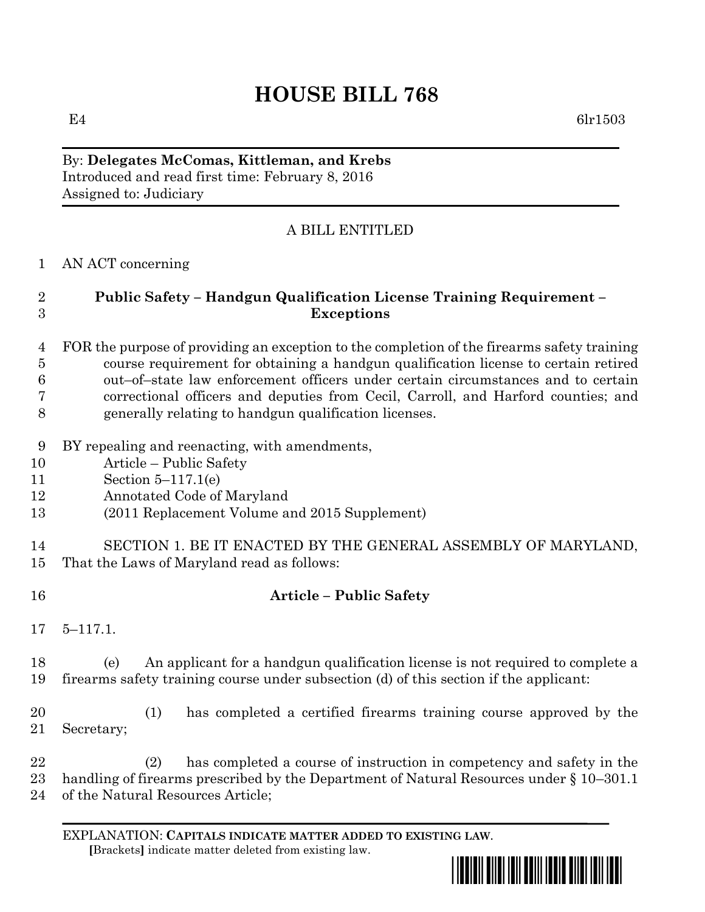# HOUSE BILL 768

E4 6lr1503

By: **Delegates McComas, Kittleman, and Krebs**
Introduced and read first time: February 8, 2016
Assigned to: Judiciary

A BILL ENTITLED

AN ACT concerning

**Public Safety – Handgun Qualification License Training Requirement – Exceptions**

FOR the purpose of providing an exception to the completion of the firearms safety training course requirement for obtaining a handgun qualification license to certain retired out–of–state law enforcement officers under certain circumstances and to certain correctional officers and deputies from Cecil, Carroll, and Harford counties; and generally relating to handgun qualification licenses.

BY repealing and reenacting, with amendments,
Article – Public Safety
Section 5–117.1(e)
Annotated Code of Maryland
(2011 Replacement Volume and 2015 Supplement)

SECTION 1. BE IT ENACTED BY THE GENERAL ASSEMBLY OF MARYLAND, That the Laws of Maryland read as follows:

**Article – Public Safety**

5–117.1.

(e) An applicant for a handgun qualification license is not required to complete a firearms safety training course under subsection (d) of this section if the applicant:

(1) has completed a certified firearms training course approved by the Secretary;

(2) has completed a course of instruction in competency and safety in the handling of firearms prescribed by the Department of Natural Resources under § 10–301.1 of the Natural Resources Article;

EXPLANATION: **CAPITALS INDICATE MATTER ADDED TO EXISTING LAW**.
**[**Brackets**]** indicate matter deleted from existing law.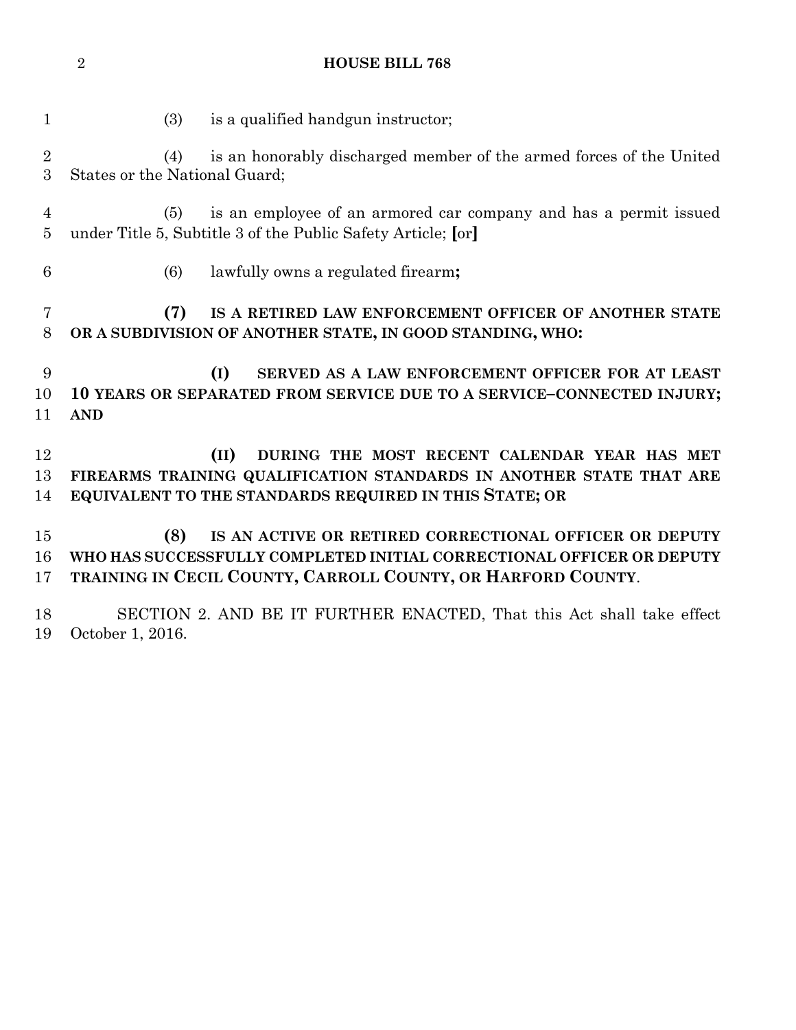(3) is a qualified handgun instructor;

(4) is an honorably discharged member of the armed forces of the United States or the National Guard;

(5) is an employee of an armored car company and has a permit issued under Title 5, Subtitle 3 of the Public Safety Article; [or]

(6) lawfully owns a regulated firearm**;**

**(7) IS A RETIRED LAW ENFORCEMENT OFFICER OF ANOTHER STATE OR A SUBDIVISION OF ANOTHER STATE, IN GOOD STANDING, WHO:**

**(I) SERVED AS A LAW ENFORCEMENT OFFICER FOR AT LEAST 10 YEARS OR SEPARATED FROM SERVICE DUE TO A SERVICE–CONNECTED INJURY; AND**

**(II) DURING THE MOST RECENT CALENDAR YEAR HAS MET FIREARMS TRAINING QUALIFICATION STANDARDS IN ANOTHER STATE THAT ARE EQUIVALENT TO THE STANDARDS REQUIRED IN THIS STATE; OR**

**(8) IS AN ACTIVE OR RETIRED CORRECTIONAL OFFICER OR DEPUTY WHO HAS SUCCESSFULLY COMPLETED INITIAL CORRECTIONAL OFFICER OR DEPUTY TRAINING IN CECIL COUNTY, CARROLL COUNTY, OR HARFORD COUNTY**.

SECTION 2. AND BE IT FURTHER ENACTED, That this Act shall take effect October 1, 2016.